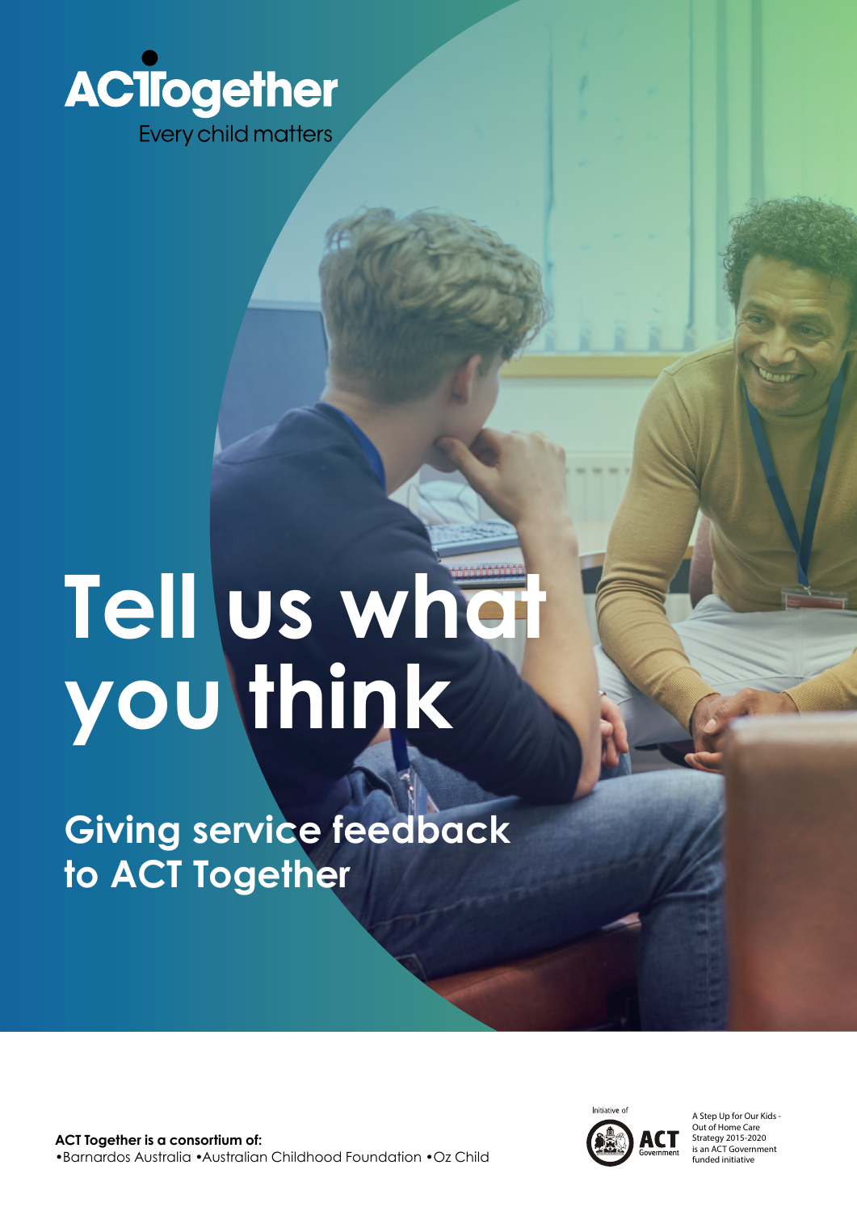ACT Together

Every child matters

# Tell us what you think

## Giving service feedback to ACT Together

**ACT Together is a consortium of:**

•Barnardos Australia •Australian Childhood Foundation •Oz Child

Initiative of ACT Government

A Step Up for Our Kids - Out of Home Care Strategy 2015-2020 is an ACT Government funded initiative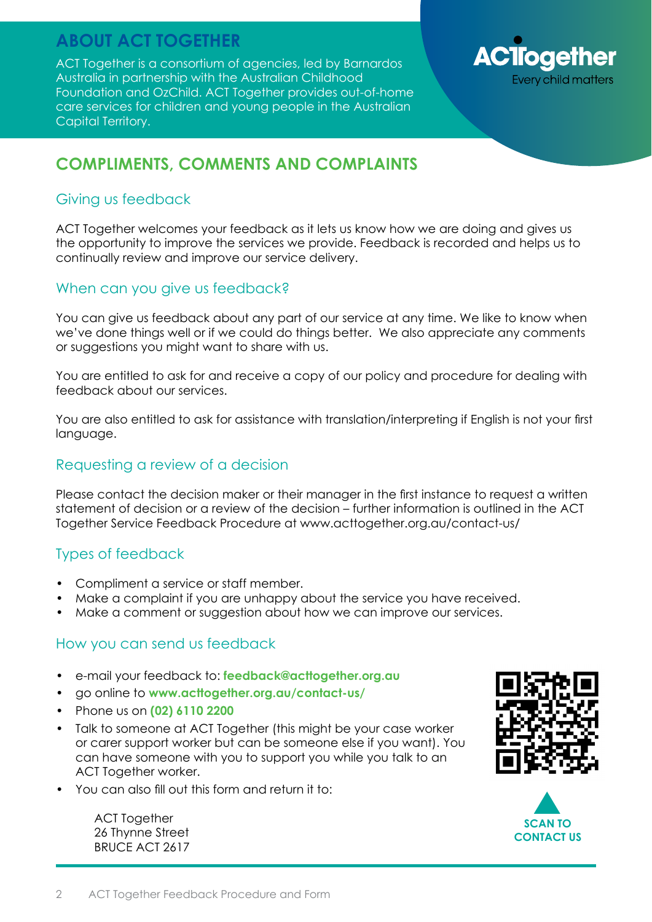## ABOUT ACT TOGETHER

ACT Together is a consortium of agencies, led by Barnardos Australia in partnership with the Australian Childhood Foundation and OzChild. ACT Together provides out-of-home care services for children and young people in the Australian Capital Territory.

ACTogether
Every child matters

## COMPLIMENTS, COMMENTS AND COMPLAINTS

### Giving us feedback

ACT Together welcomes your feedback as it lets us know how we are doing and gives us the opportunity to improve the services we provide. Feedback is recorded and helps us to continually review and improve our service delivery.

### When can you give us feedback?

You can give us feedback about any part of our service at any time. We like to know when we've done things well or if we could do things better. We also appreciate any comments or suggestions you might want to share with us.

You are entitled to ask for and receive a copy of our policy and procedure for dealing with feedback about our services.

You are also entitled to ask for assistance with translation/interpreting if English is not your first language.

### Requesting a review of a decision

Please contact the decision maker or their manager in the first instance to request a written statement of decision or a review of the decision – further information is outlined in the ACT Together Service Feedback Procedure at www.acttogether.org.au/contact-us/

### Types of feedback

- Compliment a service or staff member.
- Make a complaint if you are unhappy about the service you have received.
- Make a comment or suggestion about how we can improve our services.

### How you can send us feedback

- e-mail your feedback to: **feedback@acttogether.org.au**
- go online to **www.acttogether.org.au/contact-us/**
- Phone us on **(02) 6110 2200**
- Talk to someone at ACT Together (this might be your case worker or carer support worker but can be someone else if you want). You can have someone with you to support you while you talk to an ACT Together worker.
- You can also fill out this form and return it to:

ACT Together
26 Thynne Street
BRUCE ACT 2617

**SCAN TO CONTACT US**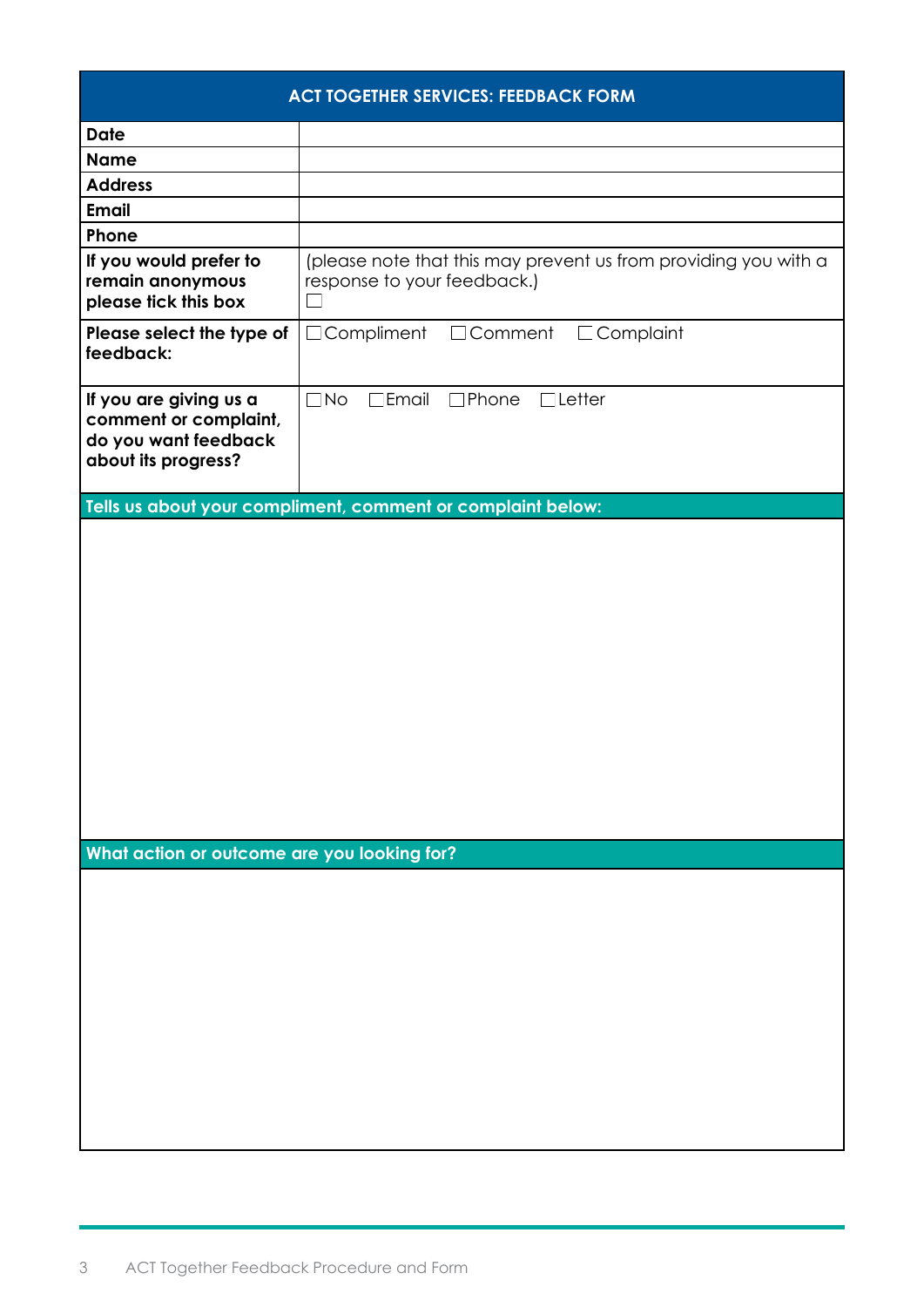| ACT TOGETHER SERVICES: FEEDBACK FORM | |
|---|---|
| **Date** | |
| **Name** | |
| **Address** | |
| **Email** | |
| **Phone** | |
| **If you would prefer to remain anonymous please tick this box** | (please note that this may prevent us from providing you with a response to your feedback.) ☐ |
| **Please select the type of feedback:** | ☐Compliment ☐Comment ☐Complaint |
| **If you are giving us a comment or complaint, do you want feedback about its progress?** | ☐No ☐Email ☐Phone ☐Letter |

**Tells us about your compliment, comment or complaint below:**

**What action or outcome are you looking for?**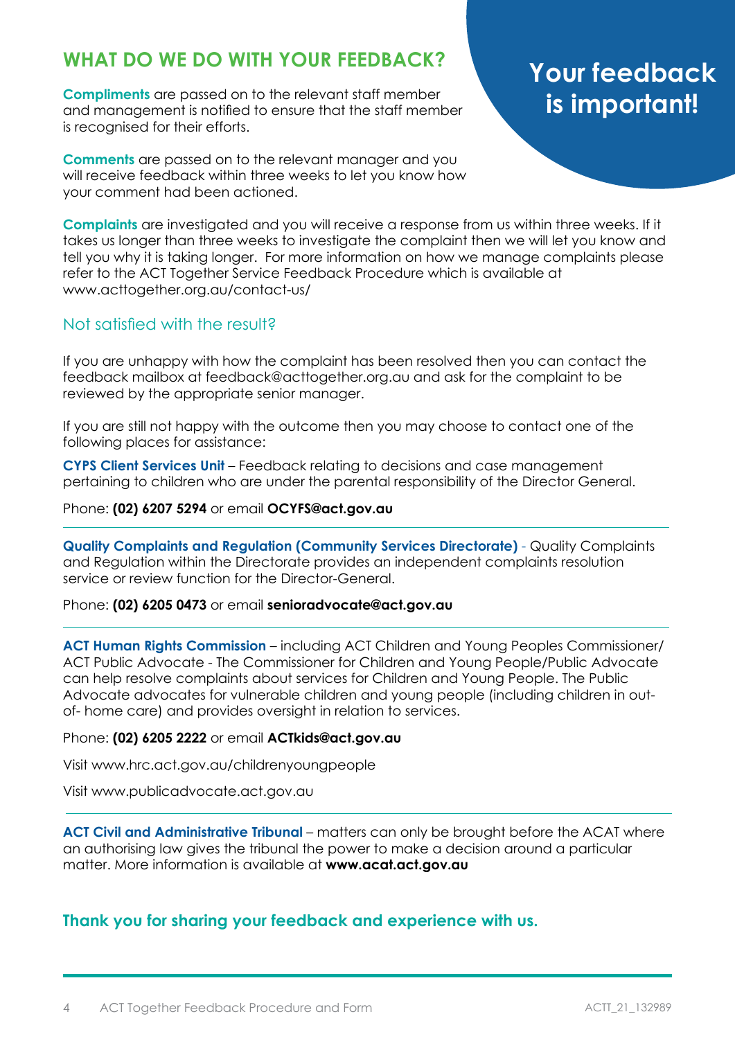## WHAT DO WE DO WITH YOUR FEEDBACK?

**Your feedback is important!**

**Compliments** are passed on to the relevant staff member and management is notified to ensure that the staff member is recognised for their efforts.

**Comments** are passed on to the relevant manager and you will receive feedback within three weeks to let you know how your comment had been actioned.

**Complaints** are investigated and you will receive a response from us within three weeks. If it takes us longer than three weeks to investigate the complaint then we will let you know and tell you why it is taking longer. For more information on how we manage complaints please refer to the ACT Together Service Feedback Procedure which is available at www.acttogether.org.au/contact-us/

### Not satisfied with the result?

If you are unhappy with how the complaint has been resolved then you can contact the feedback mailbox at feedback@acttogether.org.au and ask for the complaint to be reviewed by the appropriate senior manager.

If you are still not happy with the outcome then you may choose to contact one of the following places for assistance:

**CYPS Client Services Unit** – Feedback relating to decisions and case management pertaining to children who are under the parental responsibility of the Director General.

Phone: **(02) 6207 5294** or email **OCYFS@act.gov.au**

---

**Quality Complaints and Regulation (Community Services Directorate)** - Quality Complaints and Regulation within the Directorate provides an independent complaints resolution service or review function for the Director-General.

Phone: **(02) 6205 0473** or email **senioradvocate@act.gov.au**

---

**ACT Human Rights Commission** – including ACT Children and Young Peoples Commissioner/ ACT Public Advocate - The Commissioner for Children and Young People/Public Advocate can help resolve complaints about services for Children and Young People. The Public Advocate advocates for vulnerable children and young people (including children in out-of- home care) and provides oversight in relation to services.

Phone: **(02) 6205 2222** or email **ACTkids@act.gov.au**

Visit www.hrc.act.gov.au/childrenyoungpeople

Visit www.publicadvocate.act.gov.au

---

**ACT Civil and Administrative Tribunal** – matters can only be brought before the ACAT where an authorising law gives the tribunal the power to make a decision around a particular matter. More information is available at **www.acat.act.gov.au**

### Thank you for sharing your feedback and experience with us.